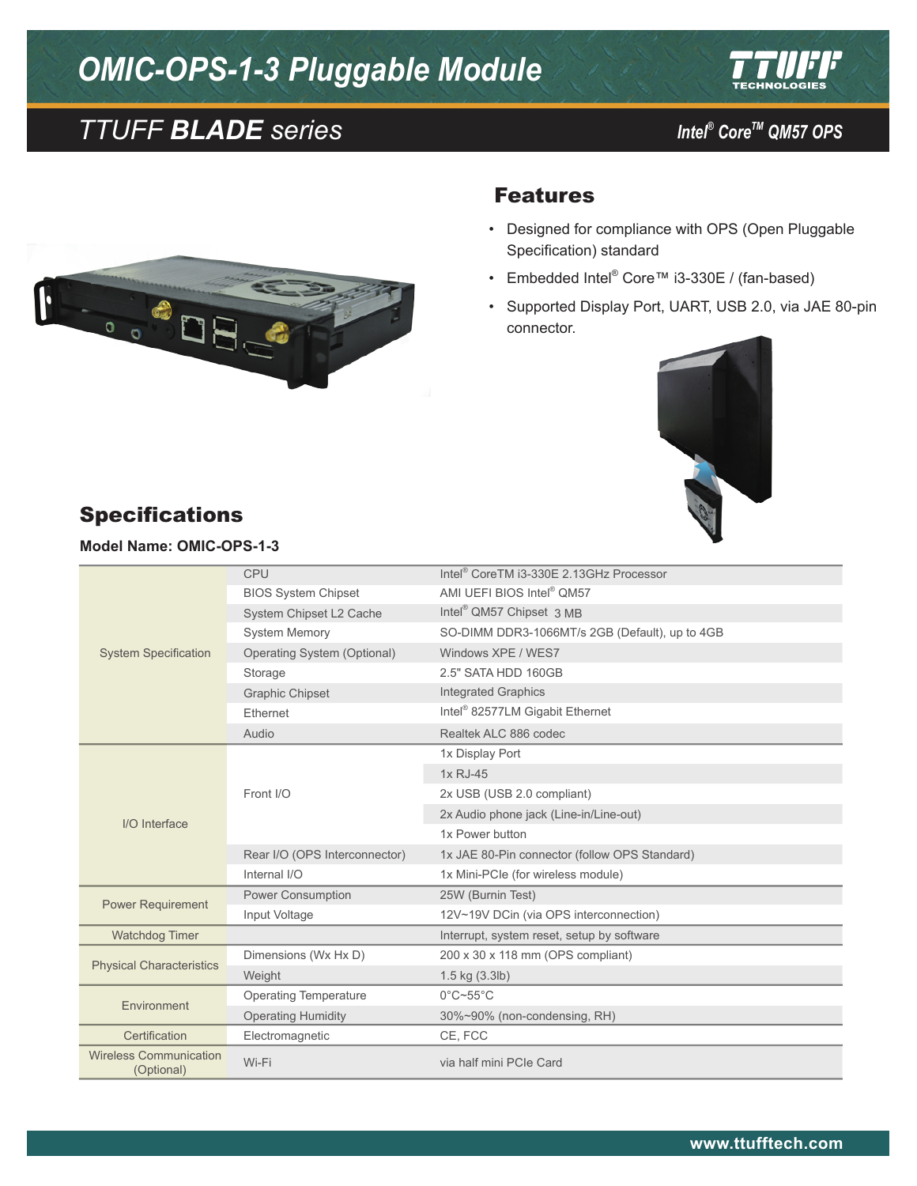# OMIC-OPS-1-3 Pluggable Module

## TTUFF ***BLADE*** *series*

***Intel® Core™ QM57 OPS***

## Features

- Designed for compliance with OPS (Open Pluggable Specification) standard
- Embedded Intel® Core™ i3-330E / (fan-based)
- Supported Display Port, UART, USB 2.0, via JAE 80-pin connector.

## Specifications

**Model Name: OMIC-OPS-1-3**

| | | |
|---|---|---|
| System Specification | CPU | Intel® CoreTM i3-330E 2.13GHz Processor |
| | BIOS System Chipset | AMI UEFI BIOS Intel® QM57 |
| | System Chipset L2 Cache | Intel® QM57 Chipset 3 MB |
| | System Memory | SO-DIMM DDR3-1066MT/s 2GB (Default), up to 4GB |
| | Operating System (Optional) | Windows XPE / WES7 |
| | Storage | 2.5" SATA HDD 160GB |
| | Graphic Chipset | Integrated Graphics |
| | Ethernet | Intel® 82577LM Gigabit Ethernet |
| | Audio | Realtek ALC 886 codec |
| I/O Interface | Front I/O | 1x Display Port |
| | | 1x RJ-45 |
| | | 2x USB (USB 2.0 compliant) |
| | | 2x Audio phone jack (Line-in/Line-out) |
| | | 1x Power button |
| | Rear I/O (OPS Interconnector) | 1x JAE 80-Pin connector (follow OPS Standard) |
| | Internal I/O | 1x Mini-PCIe (for wireless module) |
| Power Requirement | Power Consumption | 25W (Burnin Test) |
| | Input Voltage | 12V~19V DCin (via OPS interconnection) |
| Watchdog Timer | | Interrupt, system reset, setup by software |
| Physical Characteristics | Dimensions (Wx Hx D) | 200 x 30 x 118 mm (OPS compliant) |
| | Weight | 1.5 kg (3.3lb) |
| Environment | Operating Temperature | 0°C~55°C |
| | Operating Humidity | 30%~90% (non-condensing, RH) |
| Certification | Electromagnetic | CE, FCC |
| Wireless Communication (Optional) | Wi-Fi | via half mini PCIe Card |

www.ttufftech.com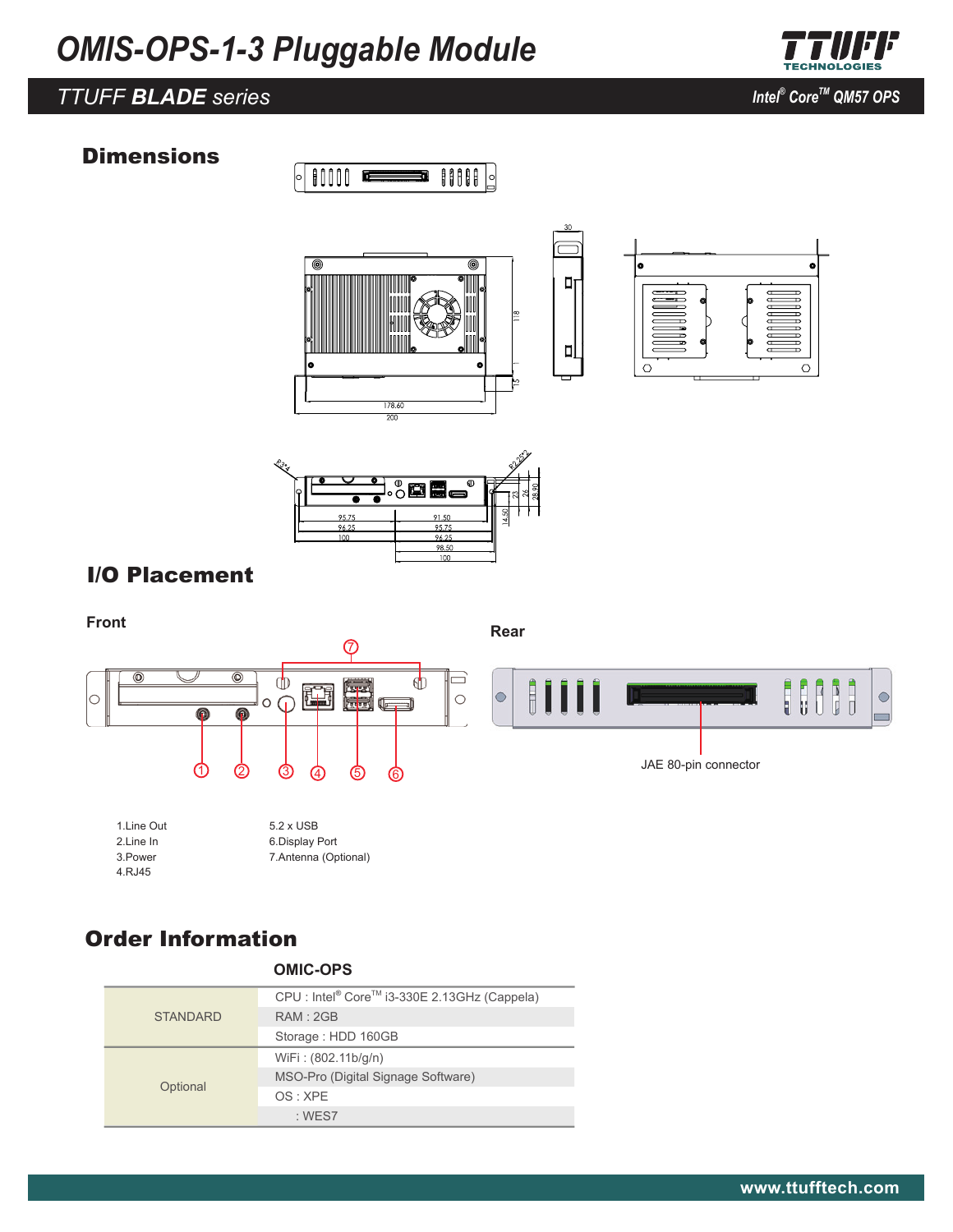# OMIS-OPS-1-3 Pluggable Module

TTUFF **BLADE** series

Intel® Core™ QM57 OPS

## Dimensions

30

118

15

178.60

200

R3*4

R2.25*2

95.75
96.25
100

91.50
95.75
96.25
98.50
100

14.50
23
26
28.90

## I/O Placement

**Front**

**Rear**

JAE 80-pin connector

1.Line Out
2.Line In
3.Power
4.RJ45

5.2 x USB
6.Display Port
7.Antenna (Optional)

## Order Information

| | OMIC-OPS |
|---|---|
| STANDARD | CPU : Intel® Core™ i3-330E 2.13GHz (Cappela) |
| | RAM : 2GB |
| | Storage : HDD 160GB |
| Optional | WiFi : (802.11b/g/n) |
| | MSO-Pro (Digital Signage Software) |
| | OS : XPE |
| | : WES7 |

www.ttufftech.com